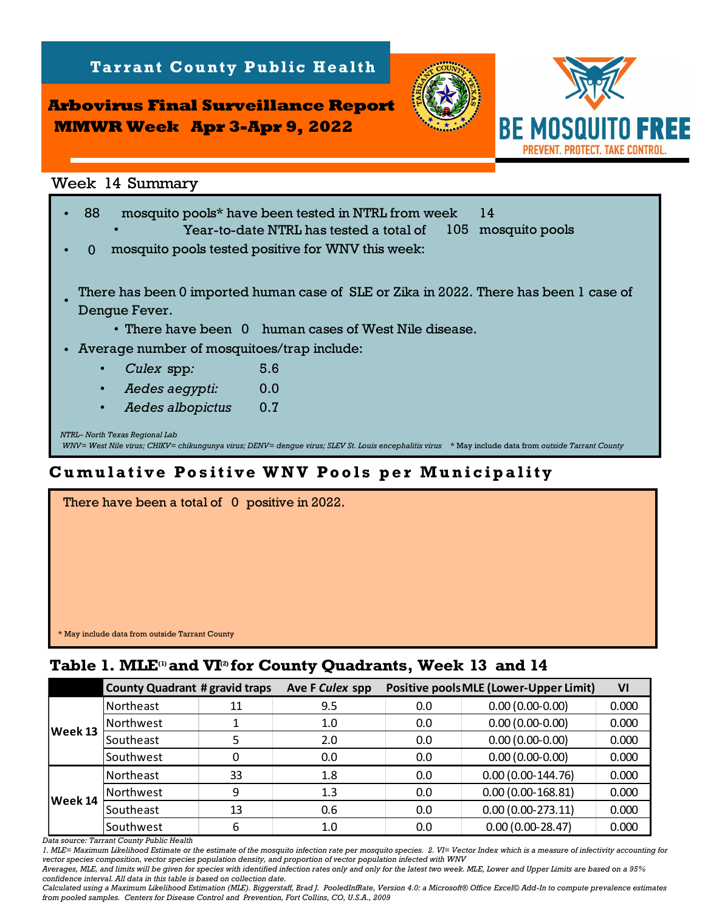# Tarrant County Public Health

## Arbovirus Final Surveillance Report MMWR Week Apr 3-Apr 9, 2022

BE MOSQUITO FREE
PREVENT. PROTECT. TAKE CONTROL.

### Week 14 Summary

- 88 mosquito pools* have been tested in NTRL from week 14
  - Year-to-date NTRL has tested a total of 105 mosquito pools
- 0 mosquito pools tested positive for WNV this week:
- There has been 0 imported human case of SLE or Zika in 2022. There has been 1 case of Dengue Fever.
  - There have been 0 human cases of West Nile disease.
- Average number of mosquitoes/trap include:
  - *Culex* spp: 5.6
  - *Aedes aegypti:* 0.0
  - *Aedes albopictus* 0.7

*NTRL– North Texas Regional Lab*
*WNV= West Nile virus; CHIKV= chikungunya virus; DENV= dengue virus; SLEV St. Louis encephalitis virus* * May include data from *outside Tarrant County*

## Cumulative Positive WNV Pools per Municipality

There have been a total of 0 positive in 2022.

* May include data from outside Tarrant County

## Table 1. MLE[(1)] and VI[(2)] for County Quadrants, Week 13 and 14

| | County Quadrant | # gravid traps | Ave F *Culex* spp | Positive pools | MLE (Lower-Upper Limit) | VI |
|---|---|---|---|---|---|---|
| **Week 13** | Northeast | 11 | 9.5 | 0.0 | 0.00 (0.00-0.00) | 0.000 |
| | Northwest | 1 | 1.0 | 0.0 | 0.00 (0.00-0.00) | 0.000 |
| | Southeast | 5 | 2.0 | 0.0 | 0.00 (0.00-0.00) | 0.000 |
| | Southwest | 0 | 0.0 | 0.0 | 0.00 (0.00-0.00) | 0.000 |
| **Week 14** | Northeast | 33 | 1.8 | 0.0 | 0.00 (0.00-144.76) | 0.000 |
| | Northwest | 9 | 1.3 | 0.0 | 0.00 (0.00-168.81) | 0.000 |
| | Southeast | 13 | 0.6 | 0.0 | 0.00 (0.00-273.11) | 0.000 |
| | Southwest | 6 | 1.0 | 0.0 | 0.00 (0.00-28.47) | 0.000 |

*Data source: Tarrant County Public Health*
*1. MLE= Maximum Likelihood Estimate or the estimate of the mosquito infection rate per mosquito species. 2. VI= Vector Index which is a measure of infectivity accounting for vector species composition, vector species population density, and proportion of vector population infected with WNV*
*Averages, MLE, and limits will be given for species with identified infection rates only and only for the latest two week. MLE, Lower and Upper Limits are based on a 95% confidence interval. All data in this table is based on collection date.*
*Calculated using a Maximum Likelihood Estimation (MLE). Biggerstaff, Brad J. PooledInfRate, Version 4.0: a Microsoft® Office Excel© Add-In to compute prevalence estimates from pooled samples. Centers for Disease Control and Prevention, Fort Collins, CO, U.S.A., 2009*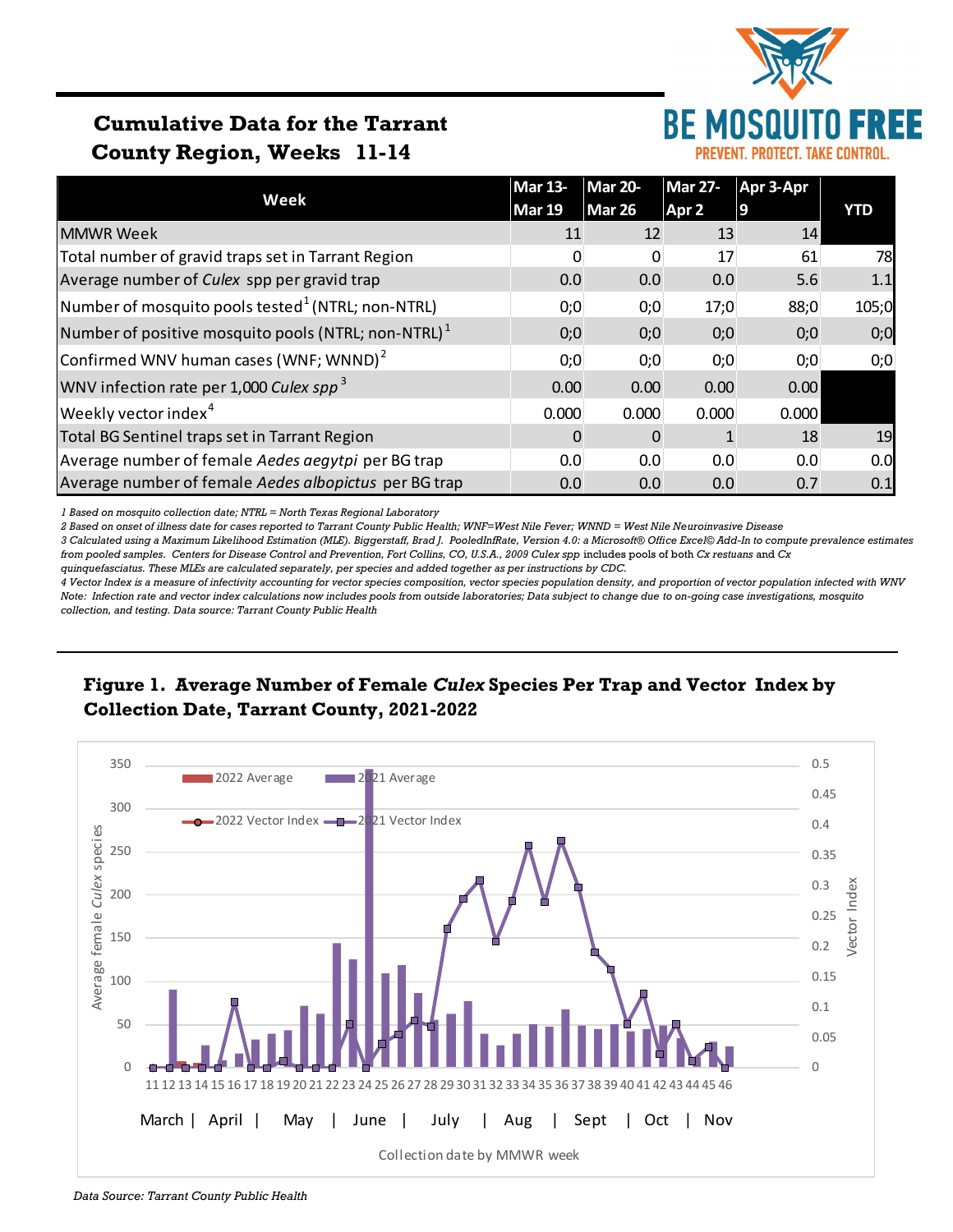## Cumulative Data for the Tarrant County Region, Weeks 11-14

BE MOSQUITO FREE
PREVENT. PROTECT. TAKE CONTROL.

| Week | Mar 13-Mar 19 | Mar 20-Mar 26 | Mar 27-Apr 2 | Apr 3-Apr 9 | YTD |
|---|---|---|---|---|---|
| MMWR Week | 11 | 12 | 13 | 14 | |
| Total number of gravid traps set in Tarrant Region | 0 | 0 | 17 | 61 | 78 |
| Average number of *Culex* spp per gravid trap | 0.0 | 0.0 | 0.0 | 5.6 | 1.1 |
| Number of mosquito pools tested[1] (NTRL; non-NTRL) | 0;0 | 0;0 | 17;0 | 88;0 | 105;0 |
| Number of positive mosquito pools (NTRL; non-NTRL)[1] | 0;0 | 0;0 | 0;0 | 0;0 | 0;0 |
| Confirmed WNV human cases (WNF; WNND)[2] | 0;0 | 0;0 | 0;0 | 0;0 | 0;0 |
| WNV infection rate per 1,000 *Culex spp*[3] | 0.00 | 0.00 | 0.00 | 0.00 | |
| Weekly vector index[4] | 0.000 | 0.000 | 0.000 | 0.000 | |
| Total BG Sentinel traps set in Tarrant Region | 0 | 0 | 1 | 18 | 19 |
| Average number of female *Aedes aegytpi* per BG trap | 0.0 | 0.0 | 0.0 | 0.0 | 0.0 |
| Average number of female *Aedes albopictus* per BG trap | 0.0 | 0.0 | 0.0 | 0.7 | 0.1 |

*1 Based on mosquito collection date; NTRL = North Texas Regional Laboratory*
*2 Based on onset of illness date for cases reported to Tarrant County Public Health; WNF=West Nile Fever; WNND = West Nile Neuroinvasive Disease*
*3 Calculated using a Maximum Likelihood Estimation (MLE). Biggerstaff, Brad J. PooledInfRate, Version 4.0: a Microsoft® Office Excel© Add-In to compute prevalence estimates from pooled samples. Centers for Disease Control and Prevention, Fort Collins, CO, U.S.A., 2009 Culex spp includes pools of both Cx restuans and Cx quinquefasciatus. These MLEs are calculated separately, per species and added together as per instructions by CDC.*
*4 Vector Index is a measure of infectivity accounting for vector species composition, vector species population density, and proportion of vector population infected with WNV*
*Note: Infection rate and vector index calculations now includes pools from outside laboratories; Data subject to change due to on-going case investigations, mosquito collection, and testing. Data source: Tarrant County Public Health*

### Figure 1. Average Number of Female *Culex* Species Per Trap and Vector Index by Collection Date, Tarrant County, 2021-2022

*Data Source: Tarrant County Public Health*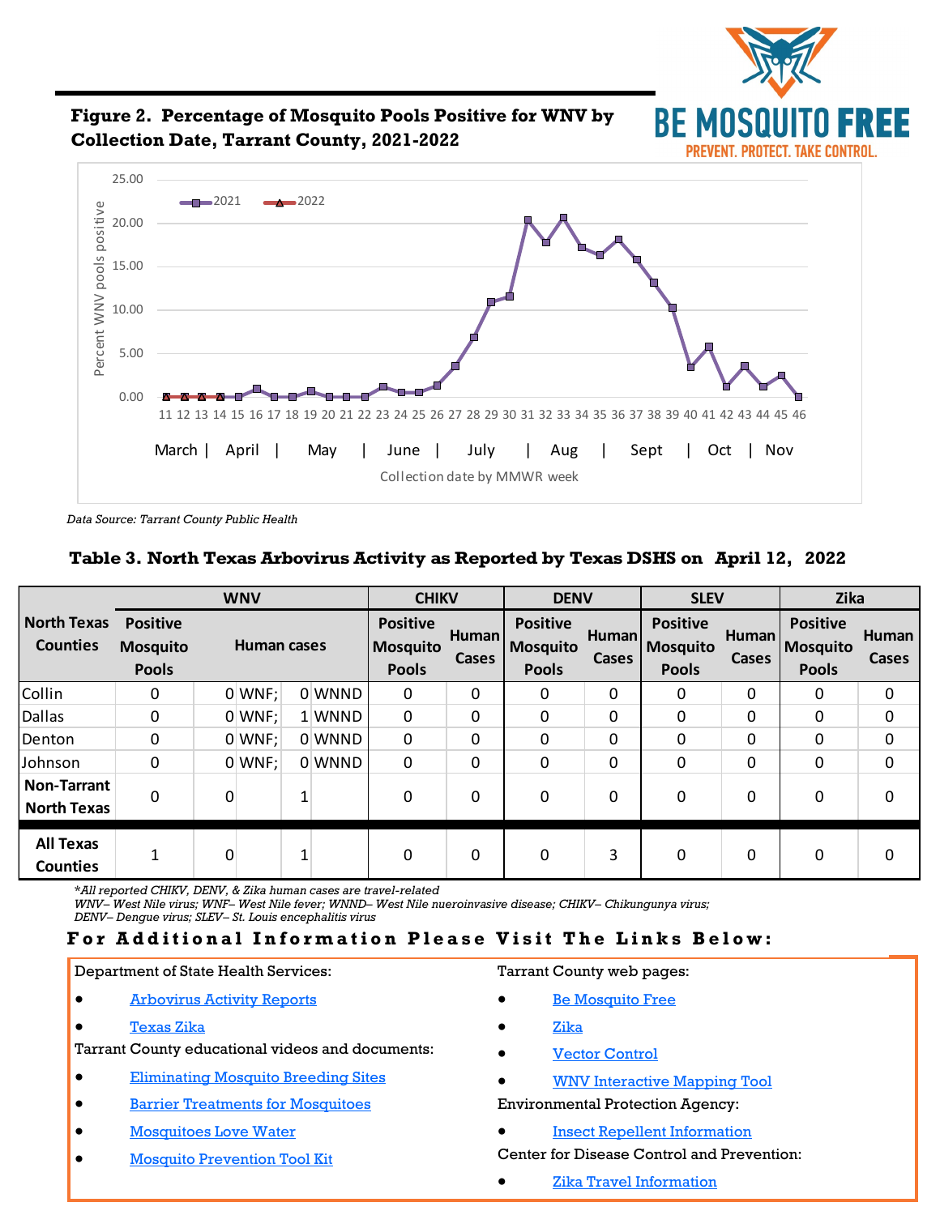BE MOSQUITO FREE

PREVENT. PROTECT. TAKE CONTROL.

**Figure 2. Percentage of Mosquito Pools Positive for WNV by Collection Date, Tarrant County, 2021-2022**

25.00
20.00
15.00
10.00
5.00
0.00

Percent WNV pools positive

2021
2022

11 12 13 14 15 16 17 18 19 20 21 22 23 24 25 26 27 28 29 30 31 32 33 34 35 36 37 38 39 40 41 42 43 44 45 46

March | April | May | June | July | Aug | Sept | Oct | Nov

Collection date by MMWR week

*Data Source: Tarrant County Public Health*

**Table 3. North Texas Arbovirus Activity as Reported by Texas DSHS on April 12, 2022**

| North Texas Counties | WNV | | | | | CHIKV | | DENV | | SLEV | | Zika | |
|---|---|---|---|---|---|---|---|---|---|---|---|---|---|
| | Positive Mosquito Pools | Human cases | | | | Positive Mosquito Pools | Human Cases | Positive Mosquito Pools | Human Cases | Positive Mosquito Pools | Human Cases | Positive Mosquito Pools | Human Cases |
| Collin | 0 | 0 | WNF; | 0 | WNND | 0 | 0 | 0 | 0 | 0 | 0 | 0 | 0 |
| Dallas | 0 | 0 | WNF; | 1 | WNND | 0 | 0 | 0 | 0 | 0 | 0 | 0 | 0 |
| Denton | 0 | 0 | WNF; | 0 | WNND | 0 | 0 | 0 | 0 | 0 | 0 | 0 | 0 |
| Johnson | 0 | 0 | WNF; | 0 | WNND | 0 | 0 | 0 | 0 | 0 | 0 | 0 | 0 |
| **Non-Tarrant North Texas** | 0 | 0 | | 1 | | 0 | 0 | 0 | 0 | 0 | 0 | 0 | 0 |
| **All Texas Counties** | 1 | 0 | | 1 | | 0 | 0 | 0 | 3 | 0 | 0 | 0 | 0 |

*\*All reported CHIKV, DENV, & Zika human cases are travel-related*
*WNV– West Nile virus; WNF– West Nile fever; WNND– West Nile nueroinvasive disease; CHIKV– Chikungunya virus; DENV– Dengue virus; SLEV– St. Louis encephalitis virus*

## For Additional Information Please Visit The Links Below:

Department of State Health Services:

- Arbovirus Activity Reports
- Texas Zika

Tarrant County educational videos and documents:

- Eliminating Mosquito Breeding Sites
- Barrier Treatments for Mosquitoes
- Mosquitoes Love Water
- Mosquito Prevention Tool Kit

Tarrant County web pages:

- Be Mosquito Free
- Zika
- Vector Control
- WNV Interactive Mapping Tool

Environmental Protection Agency:

- Insect Repellent Information

Center for Disease Control and Prevention:

- Zika Travel Information